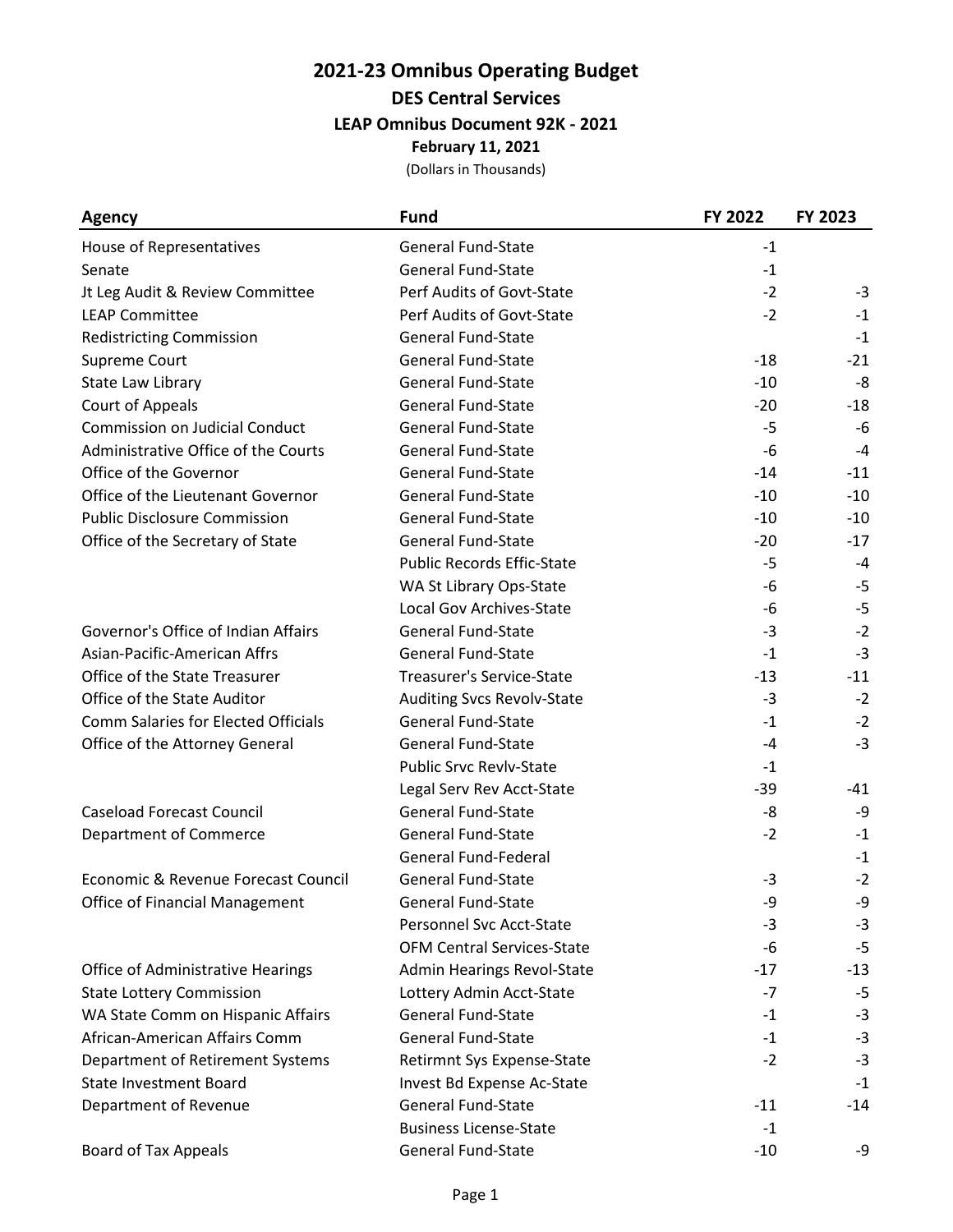# 2021-23 Omnibus Operating Budget

## DES Central Services

### LEAP Omnibus Document 92K - 2021

**February 11, 2021**

(Dollars in Thousands)

| Agency | Fund | FY 2022 | FY 2023 |
|---|---|---|---|
| House of Representatives | General Fund-State | -1 | |
| Senate | General Fund-State | -1 | |
| Jt Leg Audit & Review Committee | Perf Audits of Govt-State | -2 | -3 |
| LEAP Committee | Perf Audits of Govt-State | -2 | -1 |
| Redistricting Commission | General Fund-State | | -1 |
| Supreme Court | General Fund-State | -18 | -21 |
| State Law Library | General Fund-State | -10 | -8 |
| Court of Appeals | General Fund-State | -20 | -18 |
| Commission on Judicial Conduct | General Fund-State | -5 | -6 |
| Administrative Office of the Courts | General Fund-State | -6 | -4 |
| Office of the Governor | General Fund-State | -14 | -11 |
| Office of the Lieutenant Governor | General Fund-State | -10 | -10 |
| Public Disclosure Commission | General Fund-State | -10 | -10 |
| Office of the Secretary of State | General Fund-State | -20 | -17 |
| | Public Records Effic-State | -5 | -4 |
| | WA St Library Ops-State | -6 | -5 |
| | Local Gov Archives-State | -6 | -5 |
| Governor's Office of Indian Affairs | General Fund-State | -3 | -2 |
| Asian-Pacific-American Affrs | General Fund-State | -1 | -3 |
| Office of the State Treasurer | Treasurer's Service-State | -13 | -11 |
| Office of the State Auditor | Auditing Svcs Revolv-State | -3 | -2 |
| Comm Salaries for Elected Officials | General Fund-State | -1 | -2 |
| Office of the Attorney General | General Fund-State | -4 | -3 |
| | Public Srvc Revlv-State | -1 | |
| | Legal Serv Rev Acct-State | -39 | -41 |
| Caseload Forecast Council | General Fund-State | -8 | -9 |
| Department of Commerce | General Fund-State | -2 | -1 |
| | General Fund-Federal | | -1 |
| Economic & Revenue Forecast Council | General Fund-State | -3 | -2 |
| Office of Financial Management | General Fund-State | -9 | -9 |
| | Personnel Svc Acct-State | -3 | -3 |
| | OFM Central Services-State | -6 | -5 |
| Office of Administrative Hearings | Admin Hearings Revol-State | -17 | -13 |
| State Lottery Commission | Lottery Admin Acct-State | -7 | -5 |
| WA State Comm on Hispanic Affairs | General Fund-State | -1 | -3 |
| African-American Affairs Comm | General Fund-State | -1 | -3 |
| Department of Retirement Systems | Retirmnt Sys Expense-State | -2 | -3 |
| State Investment Board | Invest Bd Expense Ac-State | | -1 |
| Department of Revenue | General Fund-State | -11 | -14 |
| | Business License-State | -1 | |
| Board of Tax Appeals | General Fund-State | -10 | -9 |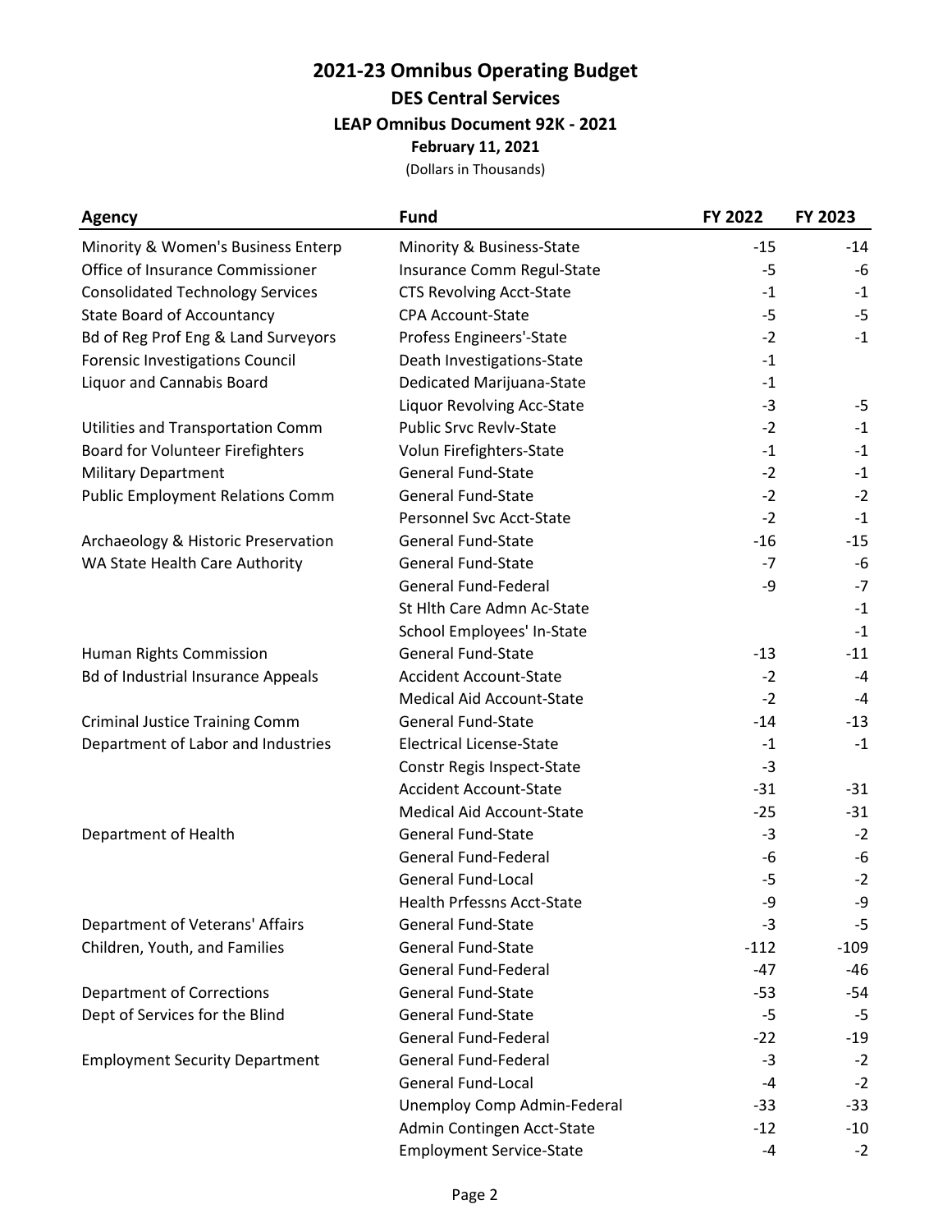# 2021-23 Omnibus Operating Budget

## DES Central Services

### LEAP Omnibus Document 92K - 2021

**February 11, 2021**

(Dollars in Thousands)

| Agency | Fund | FY 2022 | FY 2023 |
|---|---|---|---|
| Minority & Women's Business Enterp | Minority & Business-State | -15 | -14 |
| Office of Insurance Commissioner | Insurance Comm Regul-State | -5 | -6 |
| Consolidated Technology Services | CTS Revolving Acct-State | -1 | -1 |
| State Board of Accountancy | CPA Account-State | -5 | -5 |
| Bd of Reg Prof Eng & Land Surveyors | Profess Engineers'-State | -2 | -1 |
| Forensic Investigations Council | Death Investigations-State | -1 | |
| Liquor and Cannabis Board | Dedicated Marijuana-State | -1 | |
| | Liquor Revolving Acc-State | -3 | -5 |
| Utilities and Transportation Comm | Public Srvc Revlv-State | -2 | -1 |
| Board for Volunteer Firefighters | Volun Firefighters-State | -1 | -1 |
| Military Department | General Fund-State | -2 | -1 |
| Public Employment Relations Comm | General Fund-State | -2 | -2 |
| | Personnel Svc Acct-State | -2 | -1 |
| Archaeology & Historic Preservation | General Fund-State | -16 | -15 |
| WA State Health Care Authority | General Fund-State | -7 | -6 |
| | General Fund-Federal | -9 | -7 |
| | St Hlth Care Admn Ac-State | | -1 |
| | School Employees' In-State | | -1 |
| Human Rights Commission | General Fund-State | -13 | -11 |
| Bd of Industrial Insurance Appeals | Accident Account-State | -2 | -4 |
| | Medical Aid Account-State | -2 | -4 |
| Criminal Justice Training Comm | General Fund-State | -14 | -13 |
| Department of Labor and Industries | Electrical License-State | -1 | -1 |
| | Constr Regis Inspect-State | -3 | |
| | Accident Account-State | -31 | -31 |
| | Medical Aid Account-State | -25 | -31 |
| Department of Health | General Fund-State | -3 | -2 |
| | General Fund-Federal | -6 | -6 |
| | General Fund-Local | -5 | -2 |
| | Health Prfessns Acct-State | -9 | -9 |
| Department of Veterans' Affairs | General Fund-State | -3 | -5 |
| Children, Youth, and Families | General Fund-State | -112 | -109 |
| | General Fund-Federal | -47 | -46 |
| Department of Corrections | General Fund-State | -53 | -54 |
| Dept of Services for the Blind | General Fund-State | -5 | -5 |
| | General Fund-Federal | -22 | -19 |
| Employment Security Department | General Fund-Federal | -3 | -2 |
| | General Fund-Local | -4 | -2 |
| | Unemploy Comp Admin-Federal | -33 | -33 |
| | Admin Contingen Acct-State | -12 | -10 |
| | Employment Service-State | -4 | -2 |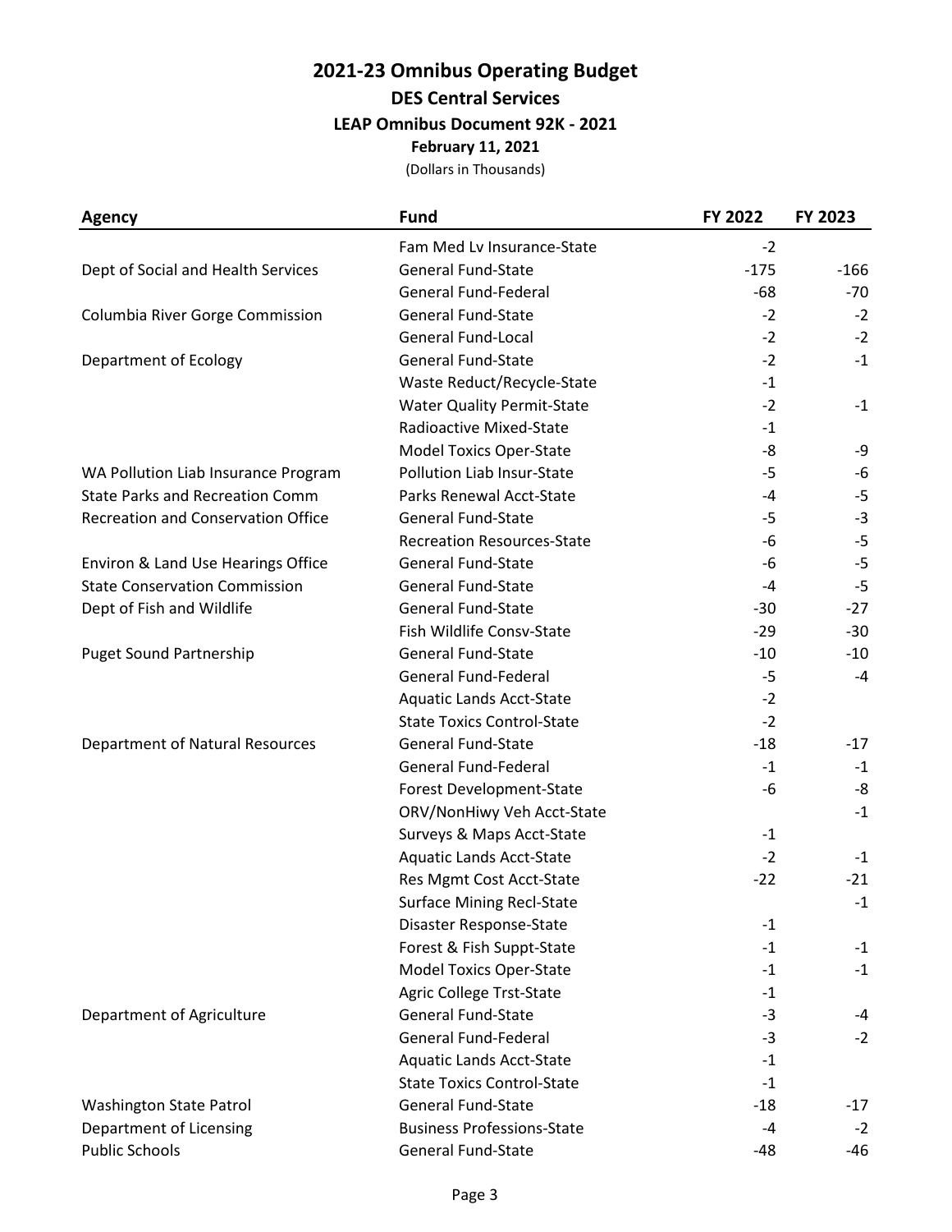# 2021-23 Omnibus Operating Budget

## DES Central Services

### LEAP Omnibus Document 92K - 2021

**February 11, 2021**

(Dollars in Thousands)

| Agency | Fund | FY 2022 | FY 2023 |
|---|---|---|---|
| | Fam Med Lv Insurance-State | -2 | |
| Dept of Social and Health Services | General Fund-State | -175 | -166 |
| | General Fund-Federal | -68 | -70 |
| Columbia River Gorge Commission | General Fund-State | -2 | -2 |
| | General Fund-Local | -2 | -2 |
| Department of Ecology | General Fund-State | -2 | -1 |
| | Waste Reduct/Recycle-State | -1 | |
| | Water Quality Permit-State | -2 | -1 |
| | Radioactive Mixed-State | -1 | |
| | Model Toxics Oper-State | -8 | -9 |
| WA Pollution Liab Insurance Program | Pollution Liab Insur-State | -5 | -6 |
| State Parks and Recreation Comm | Parks Renewal Acct-State | -4 | -5 |
| Recreation and Conservation Office | General Fund-State | -5 | -3 |
| | Recreation Resources-State | -6 | -5 |
| Environ & Land Use Hearings Office | General Fund-State | -6 | -5 |
| State Conservation Commission | General Fund-State | -4 | -5 |
| Dept of Fish and Wildlife | General Fund-State | -30 | -27 |
| | Fish Wildlife Consv-State | -29 | -30 |
| Puget Sound Partnership | General Fund-State | -10 | -10 |
| | General Fund-Federal | -5 | -4 |
| | Aquatic Lands Acct-State | -2 | |
| | State Toxics Control-State | -2 | |
| Department of Natural Resources | General Fund-State | -18 | -17 |
| | General Fund-Federal | -1 | -1 |
| | Forest Development-State | -6 | -8 |
| | ORV/NonHiwy Veh Acct-State | | -1 |
| | Surveys & Maps Acct-State | -1 | |
| | Aquatic Lands Acct-State | -2 | -1 |
| | Res Mgmt Cost Acct-State | -22 | -21 |
| | Surface Mining Recl-State | | -1 |
| | Disaster Response-State | -1 | |
| | Forest & Fish Suppt-State | -1 | -1 |
| | Model Toxics Oper-State | -1 | -1 |
| | Agric College Trst-State | -1 | |
| Department of Agriculture | General Fund-State | -3 | -4 |
| | General Fund-Federal | -3 | -2 |
| | Aquatic Lands Acct-State | -1 | |
| | State Toxics Control-State | -1 | |
| Washington State Patrol | General Fund-State | -18 | -17 |
| Department of Licensing | Business Professions-State | -4 | -2 |
| Public Schools | General Fund-State | -48 | -46 |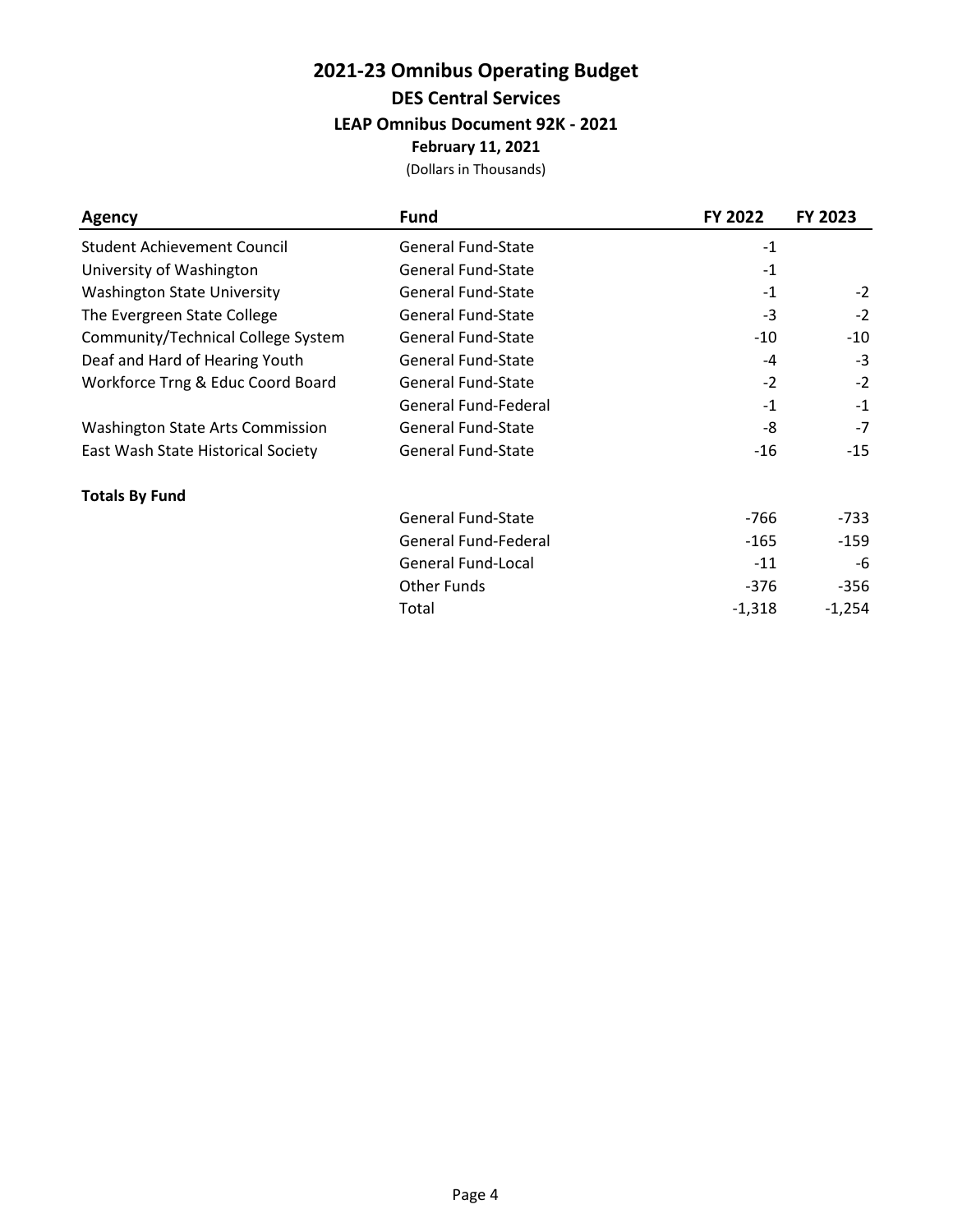# 2021-23 Omnibus Operating Budget

## DES Central Services

### LEAP Omnibus Document 92K - 2021

**February 11, 2021**

(Dollars in Thousands)

| Agency | Fund | FY 2022 | FY 2023 |
|---|---|---|---|
| Student Achievement Council | General Fund-State | -1 | |
| University of Washington | General Fund-State | -1 | |
| Washington State University | General Fund-State | -1 | -2 |
| The Evergreen State College | General Fund-State | -3 | -2 |
| Community/Technical College System | General Fund-State | -10 | -10 |
| Deaf and Hard of Hearing Youth | General Fund-State | -4 | -3 |
| Workforce Trng & Educ Coord Board | General Fund-State | -2 | -2 |
| | General Fund-Federal | -1 | -1 |
| Washington State Arts Commission | General Fund-State | -8 | -7 |
| East Wash State Historical Society | General Fund-State | -16 | -15 |
| **Totals By Fund** | | | |
| | General Fund-State | -766 | -733 |
| | General Fund-Federal | -165 | -159 |
| | General Fund-Local | -11 | -6 |
| | Other Funds | -376 | -356 |
| | Total | -1,318 | -1,254 |